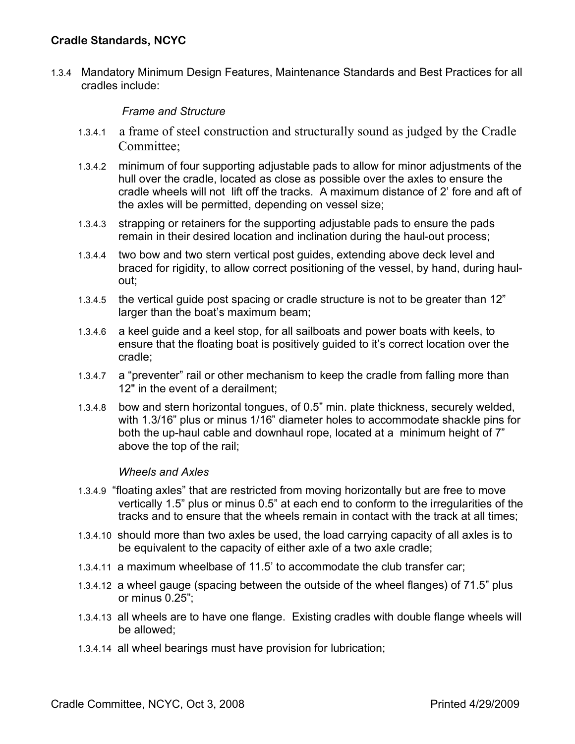## Cradle Standards, NCYC

1.3.4 Mandatory Minimum Design Features, Maintenance Standards and Best Practices for all cradles include:

*Frame and Structure*

1.3.4.1 a frame of steel construction and structurally sound as judged by the Cradle Committee;

1.3.4.2 minimum of four supporting adjustable pads to allow for minor adjustments of the hull over the cradle, located as close as possible over the axles to ensure the cradle wheels will not lift off the tracks. A maximum distance of 2' fore and aft of the axles will be permitted, depending on vessel size;

1.3.4.3 strapping or retainers for the supporting adjustable pads to ensure the pads remain in their desired location and inclination during the haul-out process;

1.3.4.4 two bow and two stern vertical post guides, extending above deck level and braced for rigidity, to allow correct positioning of the vessel, by hand, during haul-out;

1.3.4.5 the vertical guide post spacing or cradle structure is not to be greater than 12" larger than the boat's maximum beam;

1.3.4.6 a keel guide and a keel stop, for all sailboats and power boats with keels, to ensure that the floating boat is positively guided to it's correct location over the cradle;

1.3.4.7 a "preventer" rail or other mechanism to keep the cradle from falling more than 12" in the event of a derailment;

1.3.4.8 bow and stern horizontal tongues, of 0.5" min. plate thickness, securely welded, with 1.3/16" plus or minus 1/16" diameter holes to accommodate shackle pins for both the up-haul cable and downhaul rope, located at a minimum height of 7" above the top of the rail;

*Wheels and Axles*

1.3.4.9 "floating axles" that are restricted from moving horizontally but are free to move vertically 1.5" plus or minus 0.5" at each end to conform to the irregularities of the tracks and to ensure that the wheels remain in contact with the track at all times;

1.3.4.10 should more than two axles be used, the load carrying capacity of all axles is to be equivalent to the capacity of either axle of a two axle cradle;

1.3.4.11 a maximum wheelbase of 11.5' to accommodate the club transfer car;

1.3.4.12 a wheel gauge (spacing between the outside of the wheel flanges) of 71.5" plus or minus 0.25";

1.3.4.13 all wheels are to have one flange. Existing cradles with double flange wheels will be allowed;

1.3.4.14 all wheel bearings must have provision for lubrication;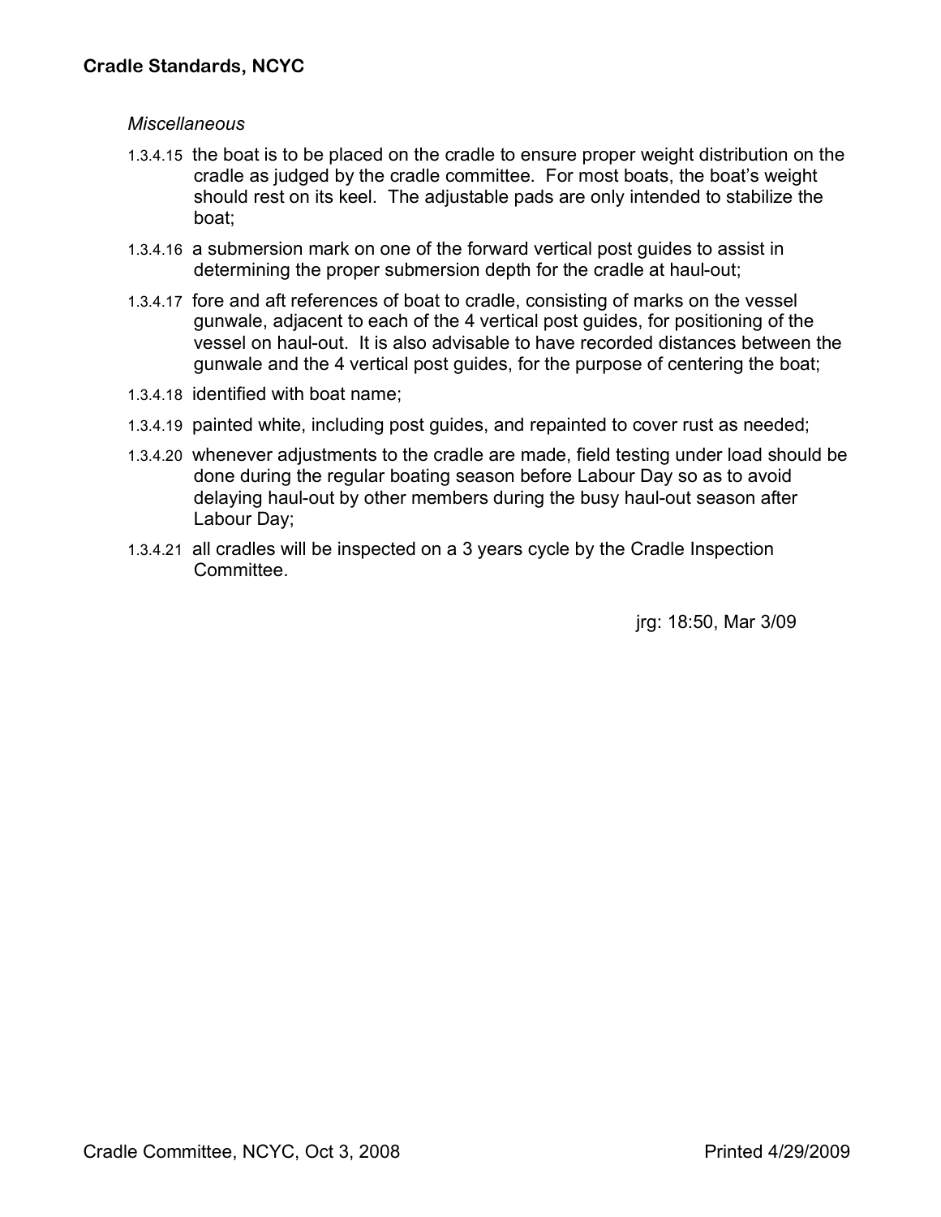*Miscellaneous*

1.3.4.15 the boat is to be placed on the cradle to ensure proper weight distribution on the cradle as judged by the cradle committee. For most boats, the boat's weight should rest on its keel. The adjustable pads are only intended to stabilize the boat;

1.3.4.16 a submersion mark on one of the forward vertical post guides to assist in determining the proper submersion depth for the cradle at haul-out;

1.3.4.17 fore and aft references of boat to cradle, consisting of marks on the vessel gunwale, adjacent to each of the 4 vertical post guides, for positioning of the vessel on haul-out. It is also advisable to have recorded distances between the gunwale and the 4 vertical post guides, for the purpose of centering the boat;

1.3.4.18 identified with boat name;

1.3.4.19 painted white, including post guides, and repainted to cover rust as needed;

1.3.4.20 whenever adjustments to the cradle are made, field testing under load should be done during the regular boating season before Labour Day so as to avoid delaying haul-out by other members during the busy haul-out season after Labour Day;

1.3.4.21 all cradles will be inspected on a 3 years cycle by the Cradle Inspection Committee.

jrg: 18:50, Mar 3/09